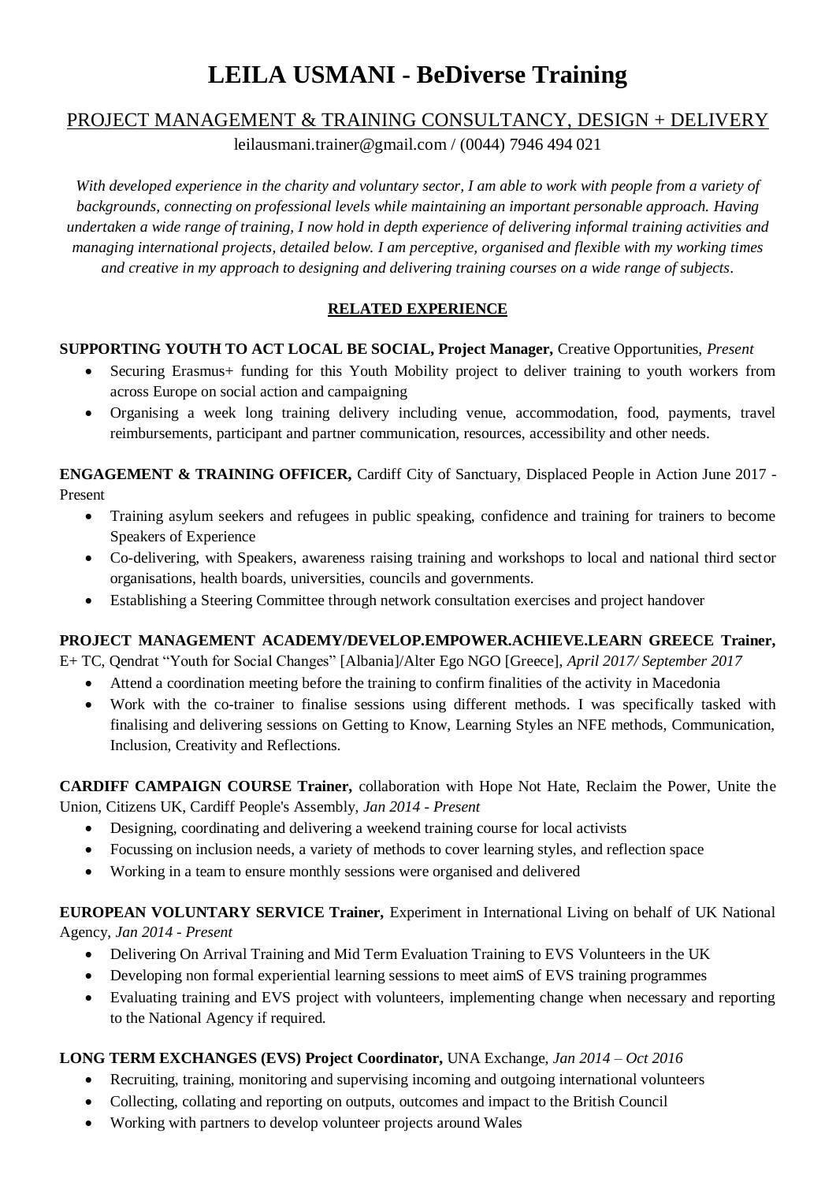# LEILA USMANI - BeDiverse Training

## PROJECT MANAGEMENT & TRAINING CONSULTANCY, DESIGN + DELIVERY

leilausmani.trainer@gmail.com / (0044) 7946 494 021

*With developed experience in the charity and voluntary sector, I am able to work with people from a variety of backgrounds, connecting on professional levels while maintaining an important personable approach. Having undertaken a wide range of training, I now hold in depth experience of delivering informal training activities and managing international projects, detailed below. I am perceptive, organised and flexible with my working times and creative in my approach to designing and delivering training courses on a wide range of subjects.*

## RELATED EXPERIENCE

**SUPPORTING YOUTH TO ACT LOCAL BE SOCIAL, Project Manager,** Creative Opportunities, *Present*

- Securing Erasmus+ funding for this Youth Mobility project to deliver training to youth workers from across Europe on social action and campaigning
- Organising a week long training delivery including venue, accommodation, food, payments, travel reimbursements, participant and partner communication, resources, accessibility and other needs.

**ENGAGEMENT & TRAINING OFFICER,** Cardiff City of Sanctuary, Displaced People in Action June 2017 - Present

- Training asylum seekers and refugees in public speaking, confidence and training for trainers to become Speakers of Experience
- Co-delivering, with Speakers, awareness raising training and workshops to local and national third sector organisations, health boards, universities, councils and governments.
- Establishing a Steering Committee through network consultation exercises and project handover

**PROJECT MANAGEMENT ACADEMY/DEVELOP.EMPOWER.ACHIEVE.LEARN GREECE Trainer,** E+ TC, Qendrat "Youth for Social Changes" [Albania]/Alter Ego NGO [Greece], *April 2017/ September 2017*

- Attend a coordination meeting before the training to confirm finalities of the activity in Macedonia
- Work with the co-trainer to finalise sessions using different methods. I was specifically tasked with finalising and delivering sessions on Getting to Know, Learning Styles an NFE methods, Communication, Inclusion, Creativity and Reflections.

**CARDIFF CAMPAIGN COURSE Trainer,** collaboration with Hope Not Hate, Reclaim the Power, Unite the Union, Citizens UK, Cardiff People's Assembly, *Jan 2014 - Present*

- Designing, coordinating and delivering a weekend training course for local activists
- Focussing on inclusion needs, a variety of methods to cover learning styles, and reflection space
- Working in a team to ensure monthly sessions were organised and delivered

**EUROPEAN VOLUNTARY SERVICE Trainer,** Experiment in International Living on behalf of UK National Agency, *Jan 2014 - Present*

- Delivering On Arrival Training and Mid Term Evaluation Training to EVS Volunteers in the UK
- Developing non formal experiential learning sessions to meet aimS of EVS training programmes
- Evaluating training and EVS project with volunteers, implementing change when necessary and reporting to the National Agency if required.

**LONG TERM EXCHANGES (EVS) Project Coordinator,** UNA Exchange, *Jan 2014 – Oct 2016*

- Recruiting, training, monitoring and supervising incoming and outgoing international volunteers
- Collecting, collating and reporting on outputs, outcomes and impact to the British Council
- Working with partners to develop volunteer projects around Wales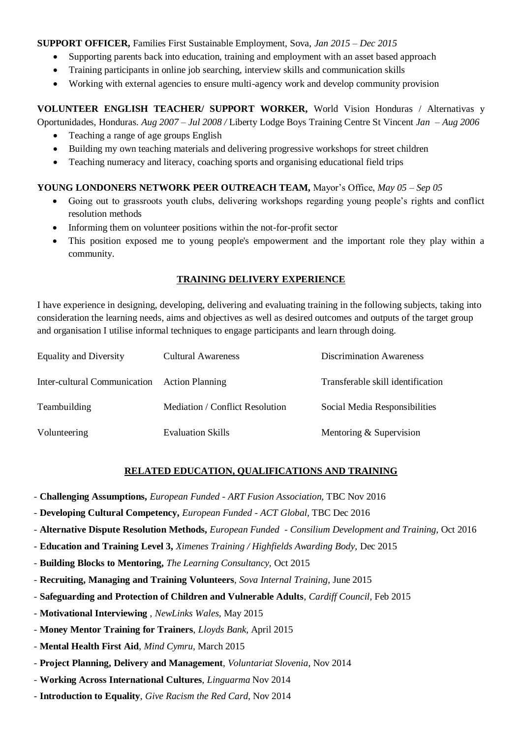**SUPPORT OFFICER,** Families First Sustainable Employment, Sova, *Jan 2015 – Dec 2015*

- Supporting parents back into education, training and employment with an asset based approach
- Training participants in online job searching, interview skills and communication skills
- Working with external agencies to ensure multi-agency work and develop community provision

**VOLUNTEER ENGLISH TEACHER/ SUPPORT WORKER,** World Vision Honduras / Alternativas y Oportunidades, Honduras. *Aug 2007 – Jul 2008 /* Liberty Lodge Boys Training Centre St Vincent *Jan – Aug 2006*

- Teaching a range of age groups English
- Building my own teaching materials and delivering progressive workshops for street children
- Teaching numeracy and literacy, coaching sports and organising educational field trips

**YOUNG LONDONERS NETWORK PEER OUTREACH TEAM,** Mayor's Office, *May 05 – Sep 05*

- Going out to grassroots youth clubs, delivering workshops regarding young people's rights and conflict resolution methods
- Informing them on volunteer positions within the not-for-profit sector
- This position exposed me to young people's empowerment and the important role they play within a community.

## TRAINING DELIVERY EXPERIENCE

I have experience in designing, developing, delivering and evaluating training in the following subjects, taking into consideration the learning needs, aims and objectives as well as desired outcomes and outputs of the target group and organisation I utilise informal techniques to engage participants and learn through doing.

| | | |
|---|---|---|
| Equality and Diversity | Cultural Awareness | Discrimination Awareness |
| Inter-cultural Communication | Action Planning | Transferable skill identification |
| Teambuilding | Mediation / Conflict Resolution | Social Media Responsibilities |
| Volunteering | Evaluation Skills | Mentoring & Supervision |

## RELATED EDUCATION, QUALIFICATIONS AND TRAINING

- **Challenging Assumptions,** *European Funded - ART Fusion Association,* TBC Nov 2016
- **Developing Cultural Competency,** *European Funded - ACT Global,* TBC Dec 2016
- **Alternative Dispute Resolution Methods,** *European Funded - Consilium Development and Training,* Oct 2016
- **Education and Training Level 3,** *Ximenes Training / Highfields Awarding Body,* Dec 2015
- **Building Blocks to Mentoring,** *The Learning Consultancy,* Oct 2015
- **Recruiting, Managing and Training Volunteers**, *Sova Internal Training,* June 2015
- **Safeguarding and Protection of Children and Vulnerable Adults**, *Cardiff Council*, Feb 2015
- **Motivational Interviewing** , *NewLinks Wales*, May 2015
- **Money Mentor Training for Trainers**, *Lloyds Bank,* April 2015
- **Mental Health First Aid**, *Mind Cymru,* March 2015
- **Project Planning, Delivery and Management**, *Voluntariat Slovenia,* Nov 2014
- **Working Across International Cultures**, *Linguarma* Nov 2014
- **Introduction to Equality**, *Give Racism the Red Card,* Nov 2014